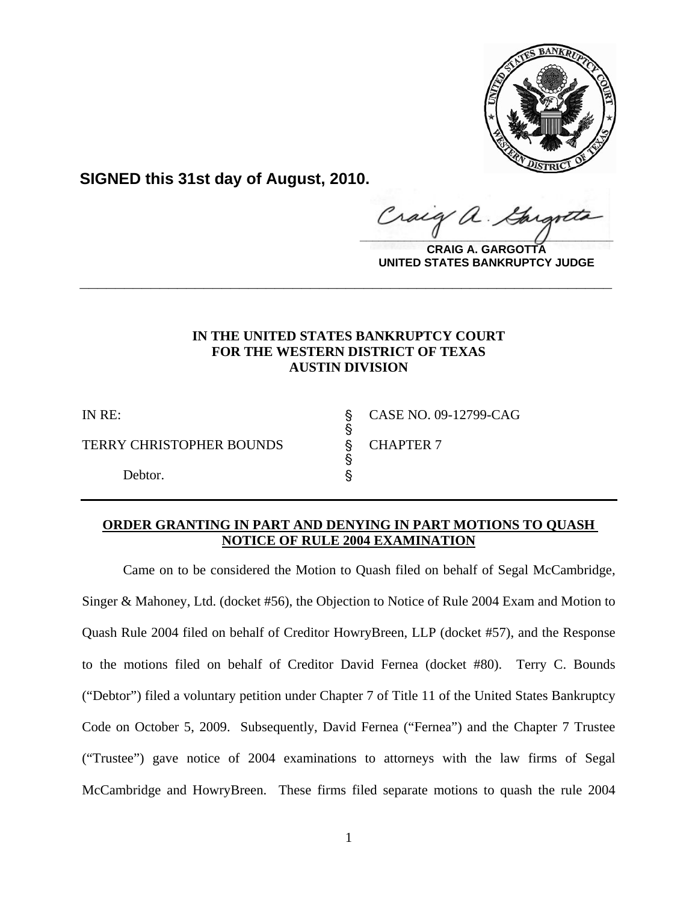**SIGNED this 31st day of August, 2010.**

**CRAIG A. GARGOTTA**
**UNITED STATES BANKRUPTCY JUDGE**

---

**IN THE UNITED STATES BANKRUPTCY COURT**
**FOR THE WESTERN DISTRICT OF TEXAS**
**AUSTIN DIVISION**

| | | |
|---|---|---|
| IN RE: | § | CASE NO. 09-12799-CAG |
| | § | |
| TERRY CHRISTOPHER BOUNDS | § | CHAPTER 7 |
| | § | |
| Debtor. | § | |

**ORDER GRANTING IN PART AND DENYING IN PART MOTIONS TO QUASH NOTICE OF RULE 2004 EXAMINATION**

Came on to be considered the Motion to Quash filed on behalf of Segal McCambridge, Singer & Mahoney, Ltd. (docket #56), the Objection to Notice of Rule 2004 Exam and Motion to Quash Rule 2004 filed on behalf of Creditor HowryBreen, LLP (docket #57), and the Response to the motions filed on behalf of Creditor David Fernea (docket #80). Terry C. Bounds ("Debtor") filed a voluntary petition under Chapter 7 of Title 11 of the United States Bankruptcy Code on October 5, 2009. Subsequently, David Fernea ("Fernea") and the Chapter 7 Trustee ("Trustee") gave notice of 2004 examinations to attorneys with the law firms of Segal McCambridge and HowryBreen. These firms filed separate motions to quash the rule 2004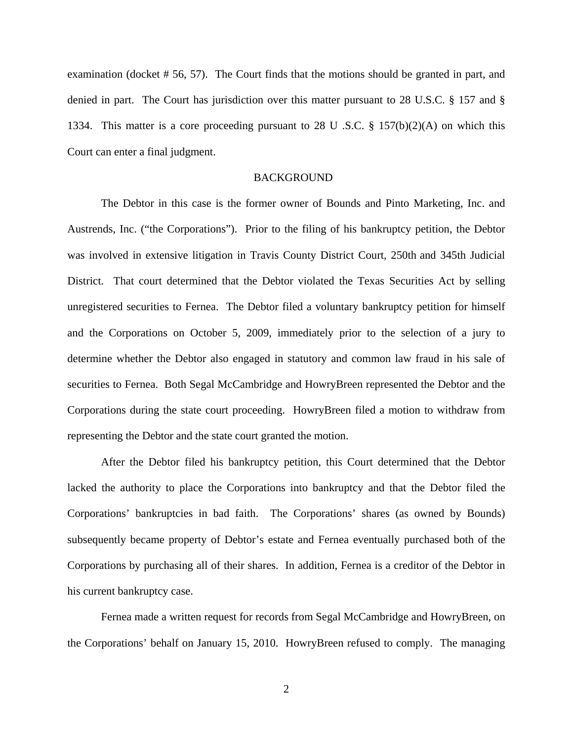examination (docket # 56, 57). The Court finds that the motions should be granted in part, and denied in part. The Court has jurisdiction over this matter pursuant to 28 U.S.C. § 157 and § 1334. This matter is a core proceeding pursuant to 28 U .S.C. § 157(b)(2)(A) on which this Court can enter a final judgment.

## BACKGROUND

The Debtor in this case is the former owner of Bounds and Pinto Marketing, Inc. and Austrends, Inc. ("the Corporations"). Prior to the filing of his bankruptcy petition, the Debtor was involved in extensive litigation in Travis County District Court, 250th and 345th Judicial District. That court determined that the Debtor violated the Texas Securities Act by selling unregistered securities to Fernea. The Debtor filed a voluntary bankruptcy petition for himself and the Corporations on October 5, 2009, immediately prior to the selection of a jury to determine whether the Debtor also engaged in statutory and common law fraud in his sale of securities to Fernea. Both Segal McCambridge and HowryBreen represented the Debtor and the Corporations during the state court proceeding. HowryBreen filed a motion to withdraw from representing the Debtor and the state court granted the motion.

After the Debtor filed his bankruptcy petition, this Court determined that the Debtor lacked the authority to place the Corporations into bankruptcy and that the Debtor filed the Corporations' bankruptcies in bad faith. The Corporations' shares (as owned by Bounds) subsequently became property of Debtor's estate and Fernea eventually purchased both of the Corporations by purchasing all of their shares. In addition, Fernea is a creditor of the Debtor in his current bankruptcy case.

Fernea made a written request for records from Segal McCambridge and HowryBreen, on the Corporations' behalf on January 15, 2010. HowryBreen refused to comply. The managing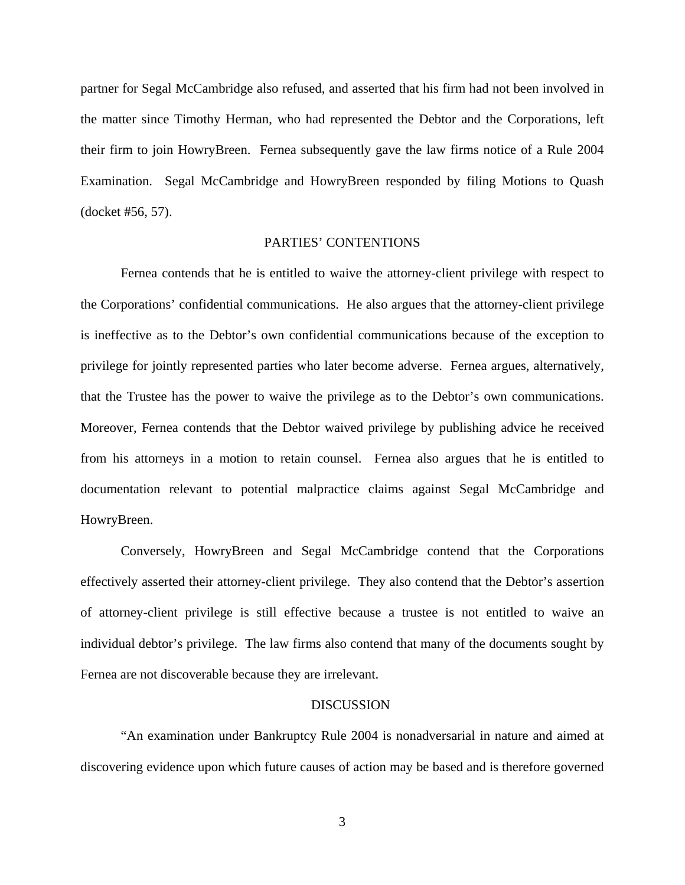partner for Segal McCambridge also refused, and asserted that his firm had not been involved in the matter since Timothy Herman, who had represented the Debtor and the Corporations, left their firm to join HowryBreen. Fernea subsequently gave the law firms notice of a Rule 2004 Examination. Segal McCambridge and HowryBreen responded by filing Motions to Quash (docket #56, 57).

## PARTIES' CONTENTIONS

Fernea contends that he is entitled to waive the attorney-client privilege with respect to the Corporations' confidential communications. He also argues that the attorney-client privilege is ineffective as to the Debtor's own confidential communications because of the exception to privilege for jointly represented parties who later become adverse. Fernea argues, alternatively, that the Trustee has the power to waive the privilege as to the Debtor's own communications. Moreover, Fernea contends that the Debtor waived privilege by publishing advice he received from his attorneys in a motion to retain counsel. Fernea also argues that he is entitled to documentation relevant to potential malpractice claims against Segal McCambridge and HowryBreen.

Conversely, HowryBreen and Segal McCambridge contend that the Corporations effectively asserted their attorney-client privilege. They also contend that the Debtor's assertion of attorney-client privilege is still effective because a trustee is not entitled to waive an individual debtor's privilege. The law firms also contend that many of the documents sought by Fernea are not discoverable because they are irrelevant.

## DISCUSSION

"An examination under Bankruptcy Rule 2004 is nonadversarial in nature and aimed at discovering evidence upon which future causes of action may be based and is therefore governed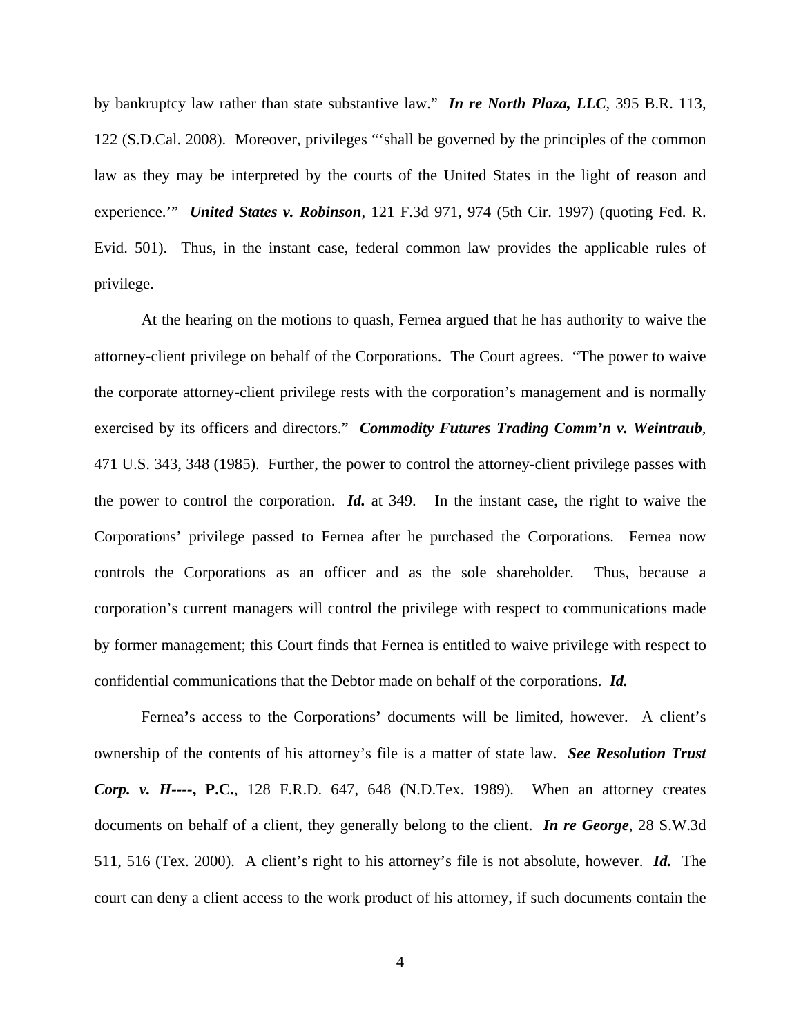by bankruptcy law rather than state substantive law." ***In re North Plaza, LLC***, 395 B.R. 113, 122 (S.D.Cal. 2008). Moreover, privileges "'shall be governed by the principles of the common law as they may be interpreted by the courts of the United States in the light of reason and experience.'" ***United States v. Robinson***, 121 F.3d 971, 974 (5th Cir. 1997) (quoting Fed. R. Evid. 501). Thus, in the instant case, federal common law provides the applicable rules of privilege.

At the hearing on the motions to quash, Fernea argued that he has authority to waive the attorney-client privilege on behalf of the Corporations. The Court agrees. "The power to waive the corporate attorney-client privilege rests with the corporation's management and is normally exercised by its officers and directors." ***Commodity Futures Trading Comm'n v. Weintraub***, 471 U.S. 343, 348 (1985). Further, the power to control the attorney-client privilege passes with the power to control the corporation. ***Id.*** at 349. In the instant case, the right to waive the Corporations' privilege passed to Fernea after he purchased the Corporations. Fernea now controls the Corporations as an officer and as the sole shareholder. Thus, because a corporation's current managers will control the privilege with respect to communications made by former management; this Court finds that Fernea is entitled to waive privilege with respect to confidential communications that the Debtor made on behalf of the corporations. ***Id.***

Fernea**'**s access to the Corporations**'** documents will be limited, however. A client's ownership of the contents of his attorney's file is a matter of state law. ***See Resolution Trust Corp. v. H----*, P.C.**, 128 F.R.D. 647, 648 (N.D.Tex. 1989). When an attorney creates documents on behalf of a client, they generally belong to the client. ***In re George***, 28 S.W.3d 511, 516 (Tex. 2000). A client's right to his attorney's file is not absolute, however. ***Id.*** The court can deny a client access to the work product of his attorney, if such documents contain the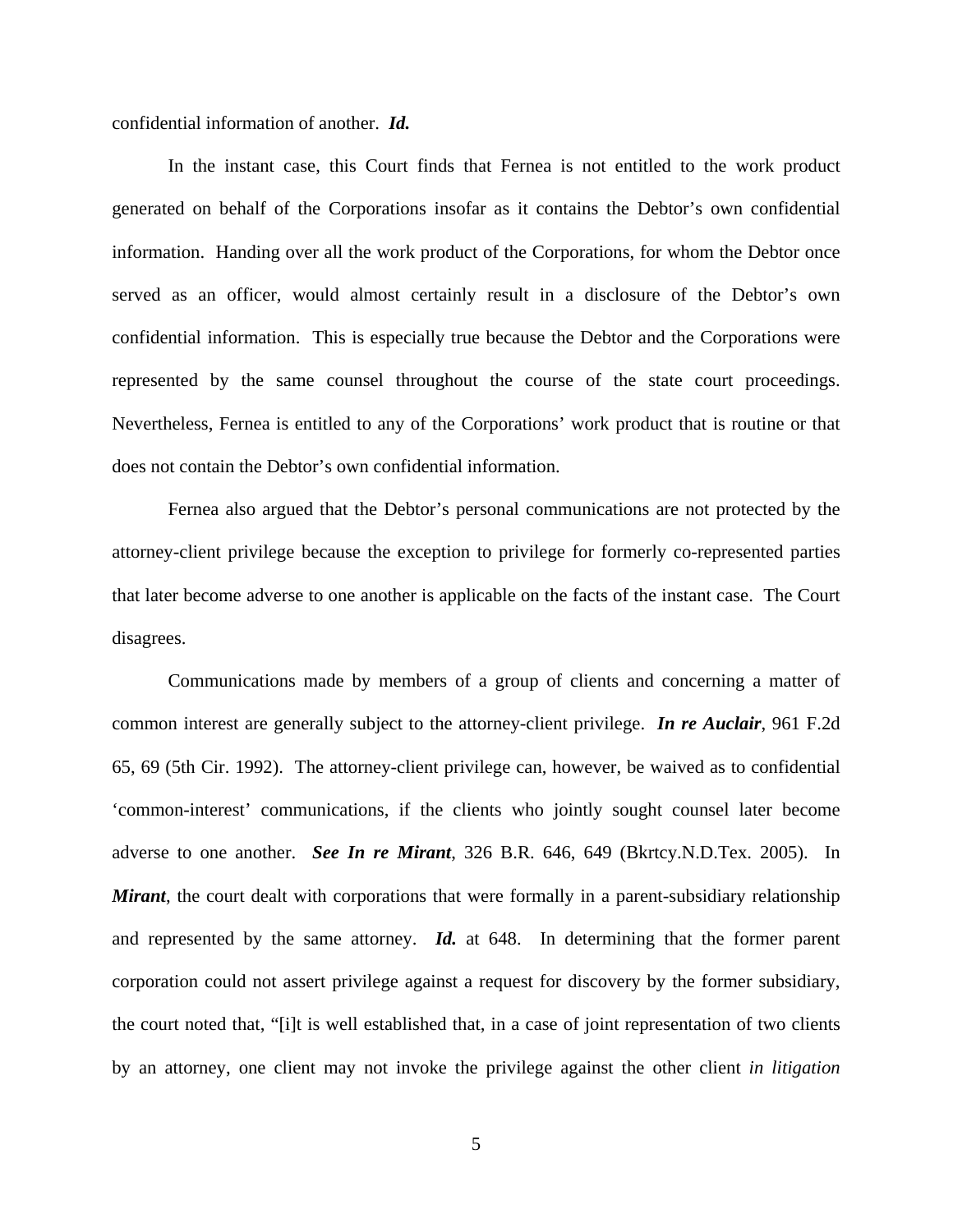confidential information of another. ***Id.***

In the instant case, this Court finds that Fernea is not entitled to the work product generated on behalf of the Corporations insofar as it contains the Debtor's own confidential information. Handing over all the work product of the Corporations, for whom the Debtor once served as an officer, would almost certainly result in a disclosure of the Debtor's own confidential information. This is especially true because the Debtor and the Corporations were represented by the same counsel throughout the course of the state court proceedings. Nevertheless, Fernea is entitled to any of the Corporations' work product that is routine or that does not contain the Debtor's own confidential information.

Fernea also argued that the Debtor's personal communications are not protected by the attorney-client privilege because the exception to privilege for formerly co-represented parties that later become adverse to one another is applicable on the facts of the instant case. The Court disagrees.

Communications made by members of a group of clients and concerning a matter of common interest are generally subject to the attorney-client privilege. ***In re Auclair***, 961 F.2d 65, 69 (5th Cir. 1992). The attorney-client privilege can, however, be waived as to confidential 'common-interest' communications, if the clients who jointly sought counsel later become adverse to one another. ***See In re Mirant***, 326 B.R. 646, 649 (Bkrtcy.N.D.Tex. 2005). In ***Mirant***, the court dealt with corporations that were formally in a parent-subsidiary relationship and represented by the same attorney. ***Id.*** at 648. In determining that the former parent corporation could not assert privilege against a request for discovery by the former subsidiary, the court noted that, "[i]t is well established that, in a case of joint representation of two clients by an attorney, one client may not invoke the privilege against the other client *in litigation*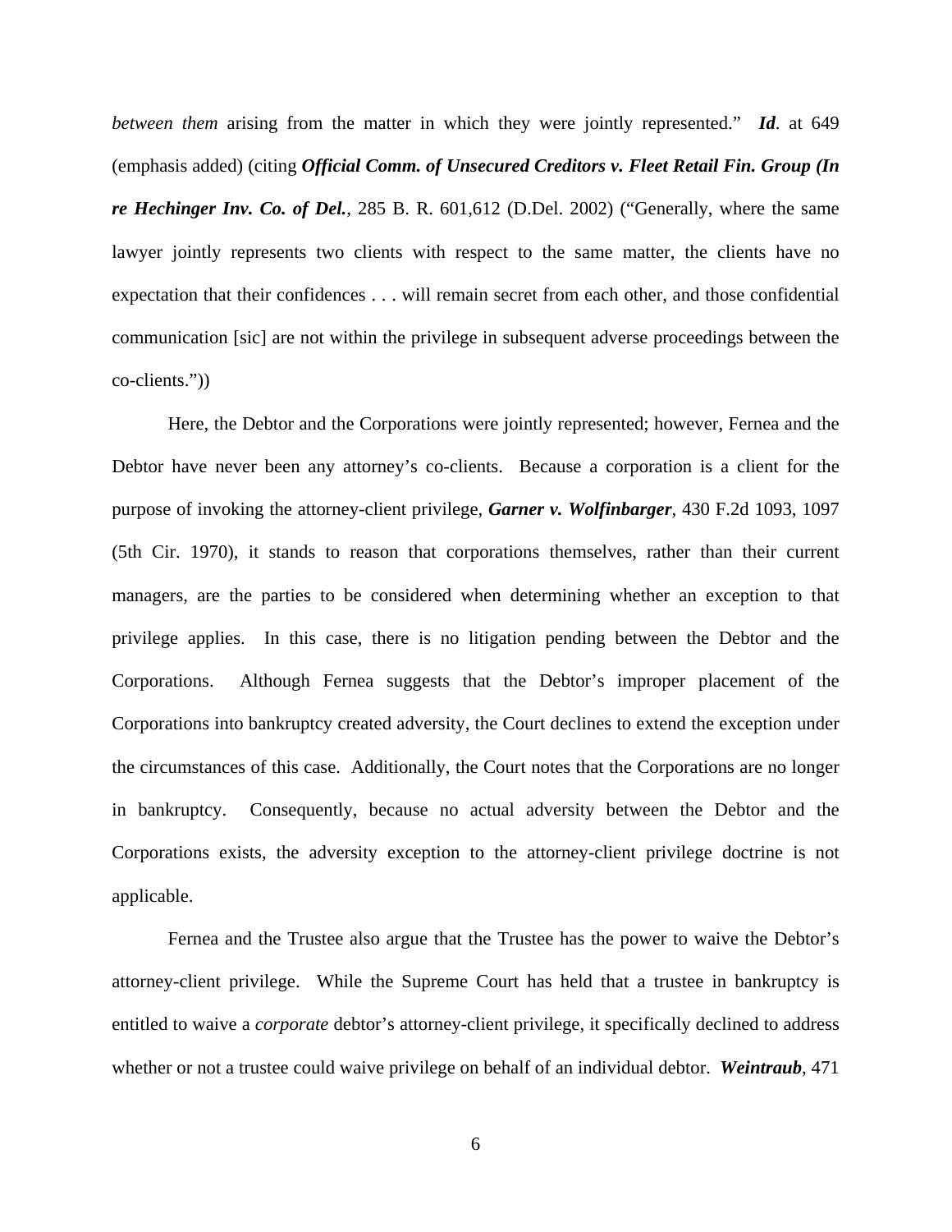*between them* arising from the matter in which they were jointly represented." ***Id***. at 649 (emphasis added) (citing ***Official Comm. of Unsecured Creditors v. Fleet Retail Fin. Group (In re Hechinger Inv. Co. of Del.***, 285 B. R. 601,612 (D.Del. 2002) ("Generally, where the same lawyer jointly represents two clients with respect to the same matter, the clients have no expectation that their confidences . . . will remain secret from each other, and those confidential communication [sic] are not within the privilege in subsequent adverse proceedings between the co-clients."))

Here, the Debtor and the Corporations were jointly represented; however, Fernea and the Debtor have never been any attorney's co-clients. Because a corporation is a client for the purpose of invoking the attorney-client privilege, ***Garner v. Wolfinbarger***, 430 F.2d 1093, 1097 (5th Cir. 1970), it stands to reason that corporations themselves, rather than their current managers, are the parties to be considered when determining whether an exception to that privilege applies. In this case, there is no litigation pending between the Debtor and the Corporations. Although Fernea suggests that the Debtor's improper placement of the Corporations into bankruptcy created adversity, the Court declines to extend the exception under the circumstances of this case. Additionally, the Court notes that the Corporations are no longer in bankruptcy. Consequently, because no actual adversity between the Debtor and the Corporations exists, the adversity exception to the attorney-client privilege doctrine is not applicable.

Fernea and the Trustee also argue that the Trustee has the power to waive the Debtor's attorney-client privilege. While the Supreme Court has held that a trustee in bankruptcy is entitled to waive a *corporate* debtor's attorney-client privilege, it specifically declined to address whether or not a trustee could waive privilege on behalf of an individual debtor. ***Weintraub***, 471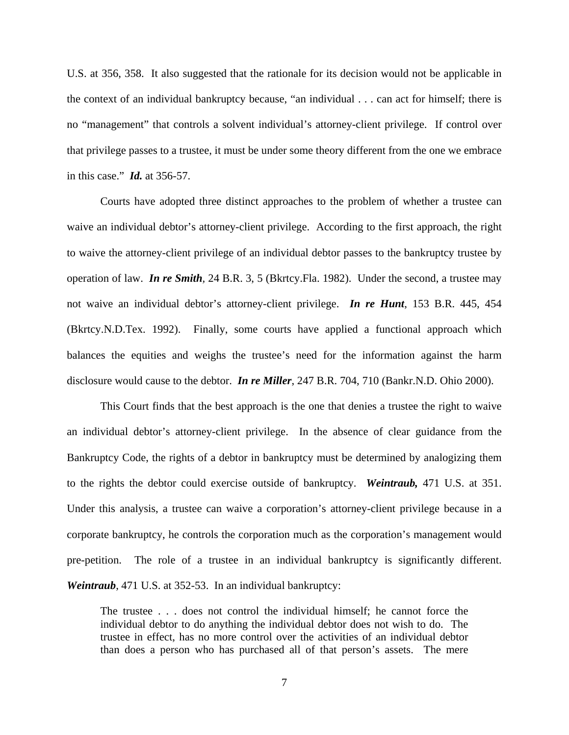U.S. at 356, 358. It also suggested that the rationale for its decision would not be applicable in the context of an individual bankruptcy because, "an individual . . . can act for himself; there is no "management" that controls a solvent individual's attorney-client privilege. If control over that privilege passes to a trustee, it must be under some theory different from the one we embrace in this case." ***Id.*** at 356-57.

Courts have adopted three distinct approaches to the problem of whether a trustee can waive an individual debtor's attorney-client privilege. According to the first approach, the right to waive the attorney-client privilege of an individual debtor passes to the bankruptcy trustee by operation of law. ***In re Smith***, 24 B.R. 3, 5 (Bkrtcy.Fla. 1982). Under the second, a trustee may not waive an individual debtor's attorney-client privilege. ***In re Hunt***, 153 B.R. 445, 454 (Bkrtcy.N.D.Tex. 1992). Finally, some courts have applied a functional approach which balances the equities and weighs the trustee's need for the information against the harm disclosure would cause to the debtor. ***In re Miller***, 247 B.R. 704, 710 (Bankr.N.D. Ohio 2000).

This Court finds that the best approach is the one that denies a trustee the right to waive an individual debtor's attorney-client privilege. In the absence of clear guidance from the Bankruptcy Code, the rights of a debtor in bankruptcy must be determined by analogizing them to the rights the debtor could exercise outside of bankruptcy. ***Weintraub,*** 471 U.S. at 351. Under this analysis, a trustee can waive a corporation's attorney-client privilege because in a corporate bankruptcy, he controls the corporation much as the corporation's management would pre-petition. The role of a trustee in an individual bankruptcy is significantly different. ***Weintraub***, 471 U.S. at 352-53. In an individual bankruptcy:

> The trustee . . . does not control the individual himself; he cannot force the individual debtor to do anything the individual debtor does not wish to do. The trustee in effect, has no more control over the activities of an individual debtor than does a person who has purchased all of that person's assets. The mere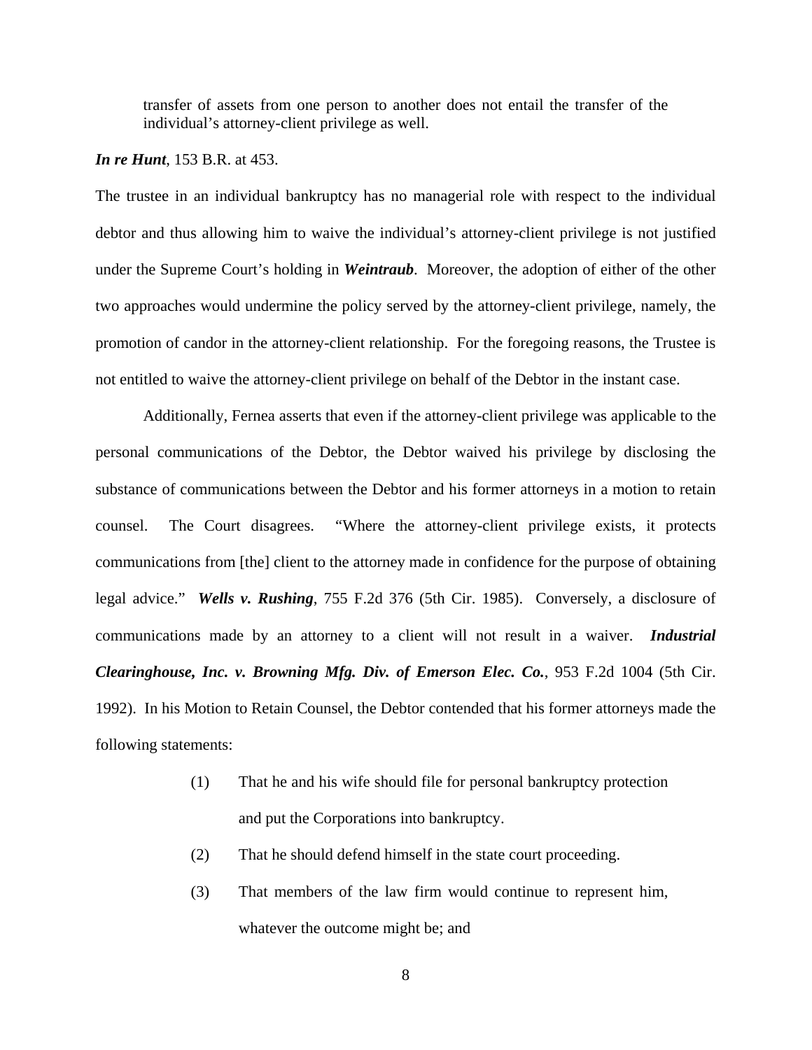> transfer of assets from one person to another does not entail the transfer of the individual's attorney-client privilege as well.

***In re Hunt***, 153 B.R. at 453.

The trustee in an individual bankruptcy has no managerial role with respect to the individual debtor and thus allowing him to waive the individual's attorney-client privilege is not justified under the Supreme Court's holding in ***Weintraub***. Moreover, the adoption of either of the other two approaches would undermine the policy served by the attorney-client privilege, namely, the promotion of candor in the attorney-client relationship. For the foregoing reasons, the Trustee is not entitled to waive the attorney-client privilege on behalf of the Debtor in the instant case.

Additionally, Fernea asserts that even if the attorney-client privilege was applicable to the personal communications of the Debtor, the Debtor waived his privilege by disclosing the substance of communications between the Debtor and his former attorneys in a motion to retain counsel. The Court disagrees. "Where the attorney-client privilege exists, it protects communications from [the] client to the attorney made in confidence for the purpose of obtaining legal advice." ***Wells v. Rushing***, 755 F.2d 376 (5th Cir. 1985). Conversely, a disclosure of communications made by an attorney to a client will not result in a waiver. ***Industrial Clearinghouse, Inc. v. Browning Mfg. Div. of Emerson Elec. Co.***, 953 F.2d 1004 (5th Cir. 1992). In his Motion to Retain Counsel, the Debtor contended that his former attorneys made the following statements:

(1) That he and his wife should file for personal bankruptcy protection and put the Corporations into bankruptcy.

(2) That he should defend himself in the state court proceeding.

(3) That members of the law firm would continue to represent him, whatever the outcome might be; and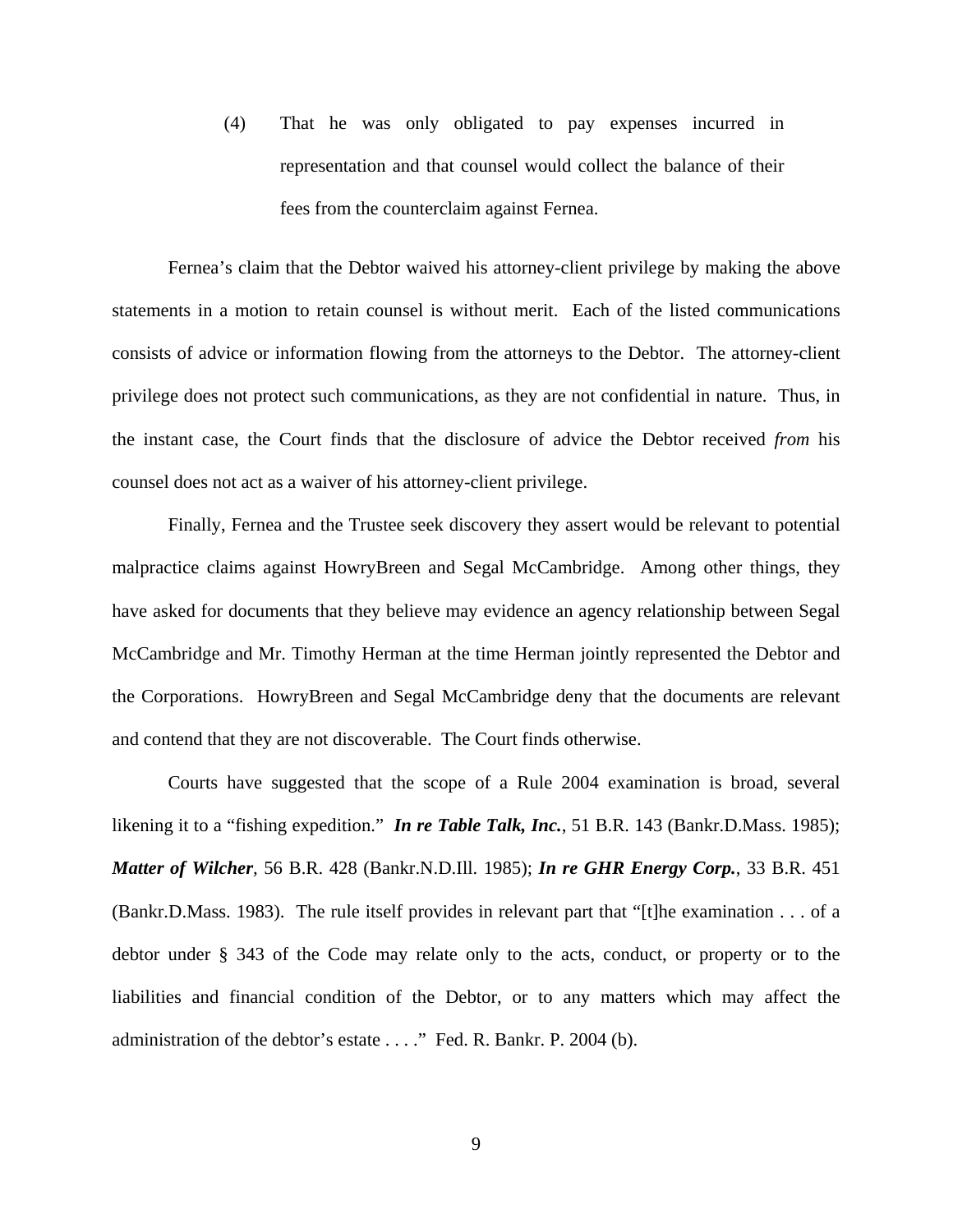(4) That he was only obligated to pay expenses incurred in representation and that counsel would collect the balance of their fees from the counterclaim against Fernea.

Fernea's claim that the Debtor waived his attorney-client privilege by making the above statements in a motion to retain counsel is without merit. Each of the listed communications consists of advice or information flowing from the attorneys to the Debtor. The attorney-client privilege does not protect such communications, as they are not confidential in nature. Thus, in the instant case, the Court finds that the disclosure of advice the Debtor received *from* his counsel does not act as a waiver of his attorney-client privilege.

Finally, Fernea and the Trustee seek discovery they assert would be relevant to potential malpractice claims against HowryBreen and Segal McCambridge. Among other things, they have asked for documents that they believe may evidence an agency relationship between Segal McCambridge and Mr. Timothy Herman at the time Herman jointly represented the Debtor and the Corporations. HowryBreen and Segal McCambridge deny that the documents are relevant and contend that they are not discoverable. The Court finds otherwise.

Courts have suggested that the scope of a Rule 2004 examination is broad, several likening it to a "fishing expedition." ***In re Table Talk, Inc.***, 51 B.R. 143 (Bankr.D.Mass. 1985); ***Matter of Wilcher***, 56 B.R. 428 (Bankr.N.D.Ill. 1985); ***In re GHR Energy Corp.***, 33 B.R. 451 (Bankr.D.Mass. 1983). The rule itself provides in relevant part that "[t]he examination . . . of a debtor under § 343 of the Code may relate only to the acts, conduct, or property or to the liabilities and financial condition of the Debtor, or to any matters which may affect the administration of the debtor's estate . . . ." Fed. R. Bankr. P. 2004 (b).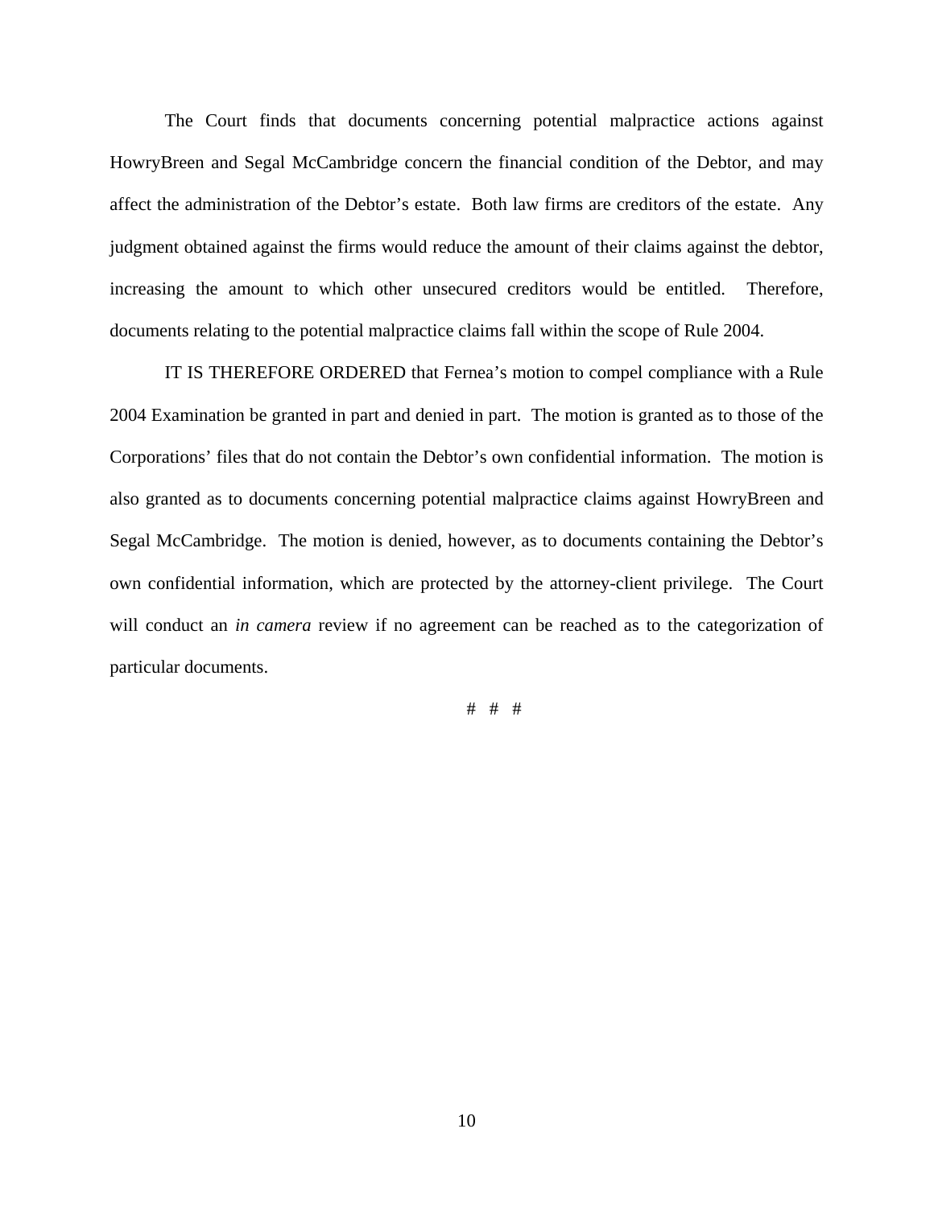The Court finds that documents concerning potential malpractice actions against HowryBreen and Segal McCambridge concern the financial condition of the Debtor, and may affect the administration of the Debtor's estate. Both law firms are creditors of the estate. Any judgment obtained against the firms would reduce the amount of their claims against the debtor, increasing the amount to which other unsecured creditors would be entitled. Therefore, documents relating to the potential malpractice claims fall within the scope of Rule 2004.

IT IS THEREFORE ORDERED that Fernea's motion to compel compliance with a Rule 2004 Examination be granted in part and denied in part. The motion is granted as to those of the Corporations' files that do not contain the Debtor's own confidential information. The motion is also granted as to documents concerning potential malpractice claims against HowryBreen and Segal McCambridge. The motion is denied, however, as to documents containing the Debtor's own confidential information, which are protected by the attorney-client privilege. The Court will conduct an *in camera* review if no agreement can be reached as to the categorization of particular documents.

# # #